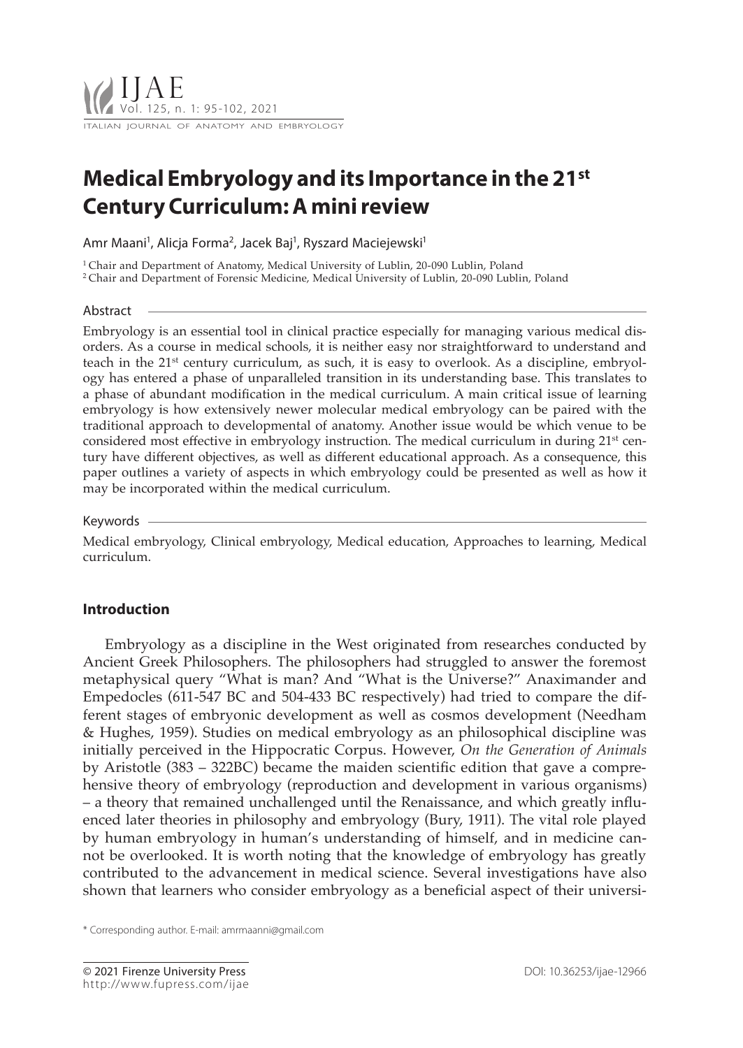# Medical Embryology and its Importance in the 21st Century Curriculum: A mini review

Amr Maani[1], Alicja Forma[2], Jacek Baj[1], Ryszard Maciejewski[1]

[1] Chair and Department of Anatomy, Medical University of Lublin, 20-090 Lublin, Poland
[2] Chair and Department of Forensic Medicine, Medical University of Lublin, 20-090 Lublin, Poland

## Abstract

Embryology is an essential tool in clinical practice especially for managing various medical disorders. As a course in medical schools, it is neither easy nor straightforward to understand and teach in the 21st century curriculum, as such, it is easy to overlook. As a discipline, embryology has entered a phase of unparalleled transition in its understanding base. This translates to a phase of abundant modification in the medical curriculum. A main critical issue of learning embryology is how extensively newer molecular medical embryology can be paired with the traditional approach to developmental of anatomy. Another issue would be which venue to be considered most effective in embryology instruction. The medical curriculum in during 21st century have different objectives, as well as different educational approach. As a consequence, this paper outlines a variety of aspects in which embryology could be presented as well as how it may be incorporated within the medical curriculum.

## Keywords

Medical embryology, Clinical embryology, Medical education, Approaches to learning, Medical curriculum.

## Introduction

Embryology as a discipline in the West originated from researches conducted by Ancient Greek Philosophers. The philosophers had struggled to answer the foremost metaphysical query "What is man? And "What is the Universe?" Anaximander and Empedocles (611-547 BC and 504-433 BC respectively) had tried to compare the different stages of embryonic development as well as cosmos development (Needham & Hughes, 1959). Studies on medical embryology as an philosophical discipline was initially perceived in the Hippocratic Corpus. However, *On the Generation of Animals* by Aristotle (383 – 322BC) became the maiden scientific edition that gave a comprehensive theory of embryology (reproduction and development in various organisms) – a theory that remained unchallenged until the Renaissance, and which greatly influenced later theories in philosophy and embryology (Bury, 1911). The vital role played by human embryology in human's understanding of himself, and in medicine cannot be overlooked. It is worth noting that the knowledge of embryology has greatly contributed to the advancement in medical science. Several investigations have also shown that learners who consider embryology as a beneficial aspect of their universi-

\* Corresponding author. E-mail: amrmaanni@gmail.com

© 2021 Firenze University Press
http://www.fupress.com/ijae

DOI: 10.36253/ijae-12966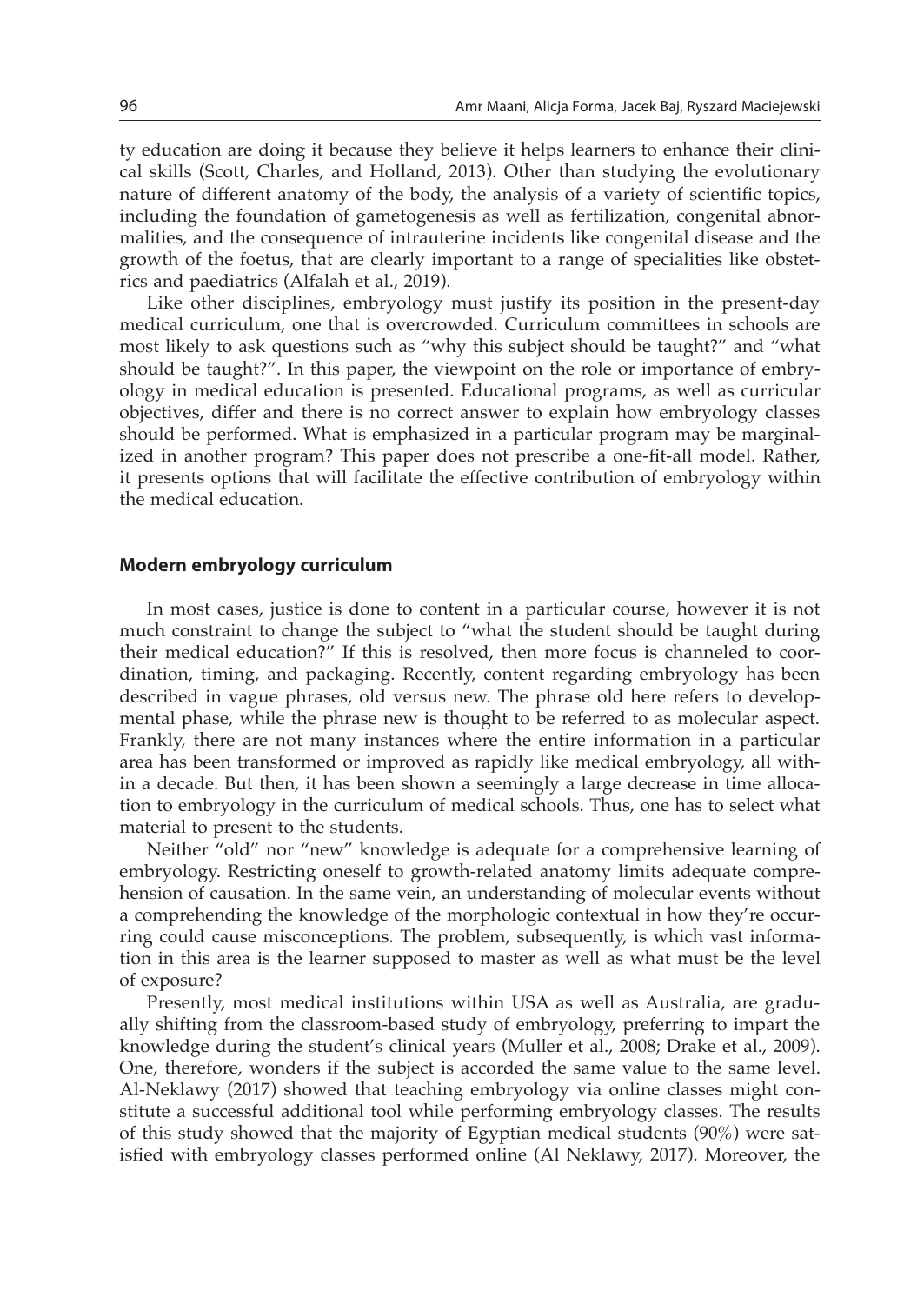ty education are doing it because they believe it helps learners to enhance their clinical skills (Scott, Charles, and Holland, 2013). Other than studying the evolutionary nature of different anatomy of the body, the analysis of a variety of scientific topics, including the foundation of gametogenesis as well as fertilization, congenital abnormalities, and the consequence of intrauterine incidents like congenital disease and the growth of the foetus, that are clearly important to a range of specialities like obstetrics and paediatrics (Alfalah et al., 2019).

Like other disciplines, embryology must justify its position in the present-day medical curriculum, one that is overcrowded. Curriculum committees in schools are most likely to ask questions such as "why this subject should be taught?" and "what should be taught?". In this paper, the viewpoint on the role or importance of embryology in medical education is presented. Educational programs, as well as curricular objectives, differ and there is no correct answer to explain how embryology classes should be performed. What is emphasized in a particular program may be marginalized in another program? This paper does not prescribe a one-fit-all model. Rather, it presents options that will facilitate the effective contribution of embryology within the medical education.

### Modern embryology curriculum

In most cases, justice is done to content in a particular course, however it is not much constraint to change the subject to "what the student should be taught during their medical education?" If this is resolved, then more focus is channeled to coordination, timing, and packaging. Recently, content regarding embryology has been described in vague phrases, old versus new. The phrase old here refers to developmental phase, while the phrase new is thought to be referred to as molecular aspect. Frankly, there are not many instances where the entire information in a particular area has been transformed or improved as rapidly like medical embryology, all within a decade. But then, it has been shown a seemingly a large decrease in time allocation to embryology in the curriculum of medical schools. Thus, one has to select what material to present to the students.

Neither "old" nor "new" knowledge is adequate for a comprehensive learning of embryology. Restricting oneself to growth-related anatomy limits adequate comprehension of causation. In the same vein, an understanding of molecular events without a comprehending the knowledge of the morphologic contextual in how they're occurring could cause misconceptions. The problem, subsequently, is which vast information in this area is the learner supposed to master as well as what must be the level of exposure?

Presently, most medical institutions within USA as well as Australia, are gradually shifting from the classroom-based study of embryology, preferring to impart the knowledge during the student's clinical years (Muller et al., 2008; Drake et al., 2009). One, therefore, wonders if the subject is accorded the same value to the same level. Al-Neklawy (2017) showed that teaching embryology via online classes might constitute a successful additional tool while performing embryology classes. The results of this study showed that the majority of Egyptian medical students (90%) were satisfied with embryology classes performed online (Al Neklawy, 2017). Moreover, the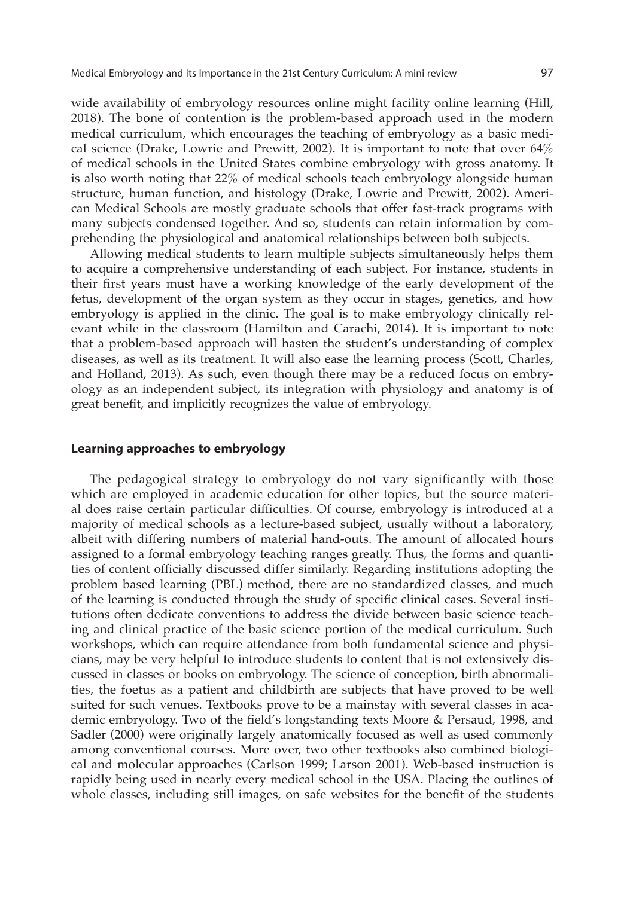wide availability of embryology resources online might facility online learning (Hill, 2018). The bone of contention is the problem-based approach used in the modern medical curriculum, which encourages the teaching of embryology as a basic medical science (Drake, Lowrie and Prewitt, 2002). It is important to note that over 64% of medical schools in the United States combine embryology with gross anatomy. It is also worth noting that 22% of medical schools teach embryology alongside human structure, human function, and histology (Drake, Lowrie and Prewitt, 2002). American Medical Schools are mostly graduate schools that offer fast-track programs with many subjects condensed together. And so, students can retain information by comprehending the physiological and anatomical relationships between both subjects.

Allowing medical students to learn multiple subjects simultaneously helps them to acquire a comprehensive understanding of each subject. For instance, students in their first years must have a working knowledge of the early development of the fetus, development of the organ system as they occur in stages, genetics, and how embryology is applied in the clinic. The goal is to make embryology clinically relevant while in the classroom (Hamilton and Carachi, 2014). It is important to note that a problem-based approach will hasten the student's understanding of complex diseases, as well as its treatment. It will also ease the learning process (Scott, Charles, and Holland, 2013). As such, even though there may be a reduced focus on embryology as an independent subject, its integration with physiology and anatomy is of great benefit, and implicitly recognizes the value of embryology.

## Learning approaches to embryology

The pedagogical strategy to embryology do not vary significantly with those which are employed in academic education for other topics, but the source material does raise certain particular difficulties. Of course, embryology is introduced at a majority of medical schools as a lecture-based subject, usually without a laboratory, albeit with differing numbers of material hand-outs. The amount of allocated hours assigned to a formal embryology teaching ranges greatly. Thus, the forms and quantities of content officially discussed differ similarly. Regarding institutions adopting the problem based learning (PBL) method, there are no standardized classes, and much of the learning is conducted through the study of specific clinical cases. Several institutions often dedicate conventions to address the divide between basic science teaching and clinical practice of the basic science portion of the medical curriculum. Such workshops, which can require attendance from both fundamental science and physicians, may be very helpful to introduce students to content that is not extensively discussed in classes or books on embryology. The science of conception, birth abnormalities, the foetus as a patient and childbirth are subjects that have proved to be well suited for such venues. Textbooks prove to be a mainstay with several classes in academic embryology. Two of the field's longstanding texts Moore & Persaud, 1998, and Sadler (2000) were originally largely anatomically focused as well as used commonly among conventional courses. More over, two other textbooks also combined biological and molecular approaches (Carlson 1999; Larson 2001). Web-based instruction is rapidly being used in nearly every medical school in the USA. Placing the outlines of whole classes, including still images, on safe websites for the benefit of the students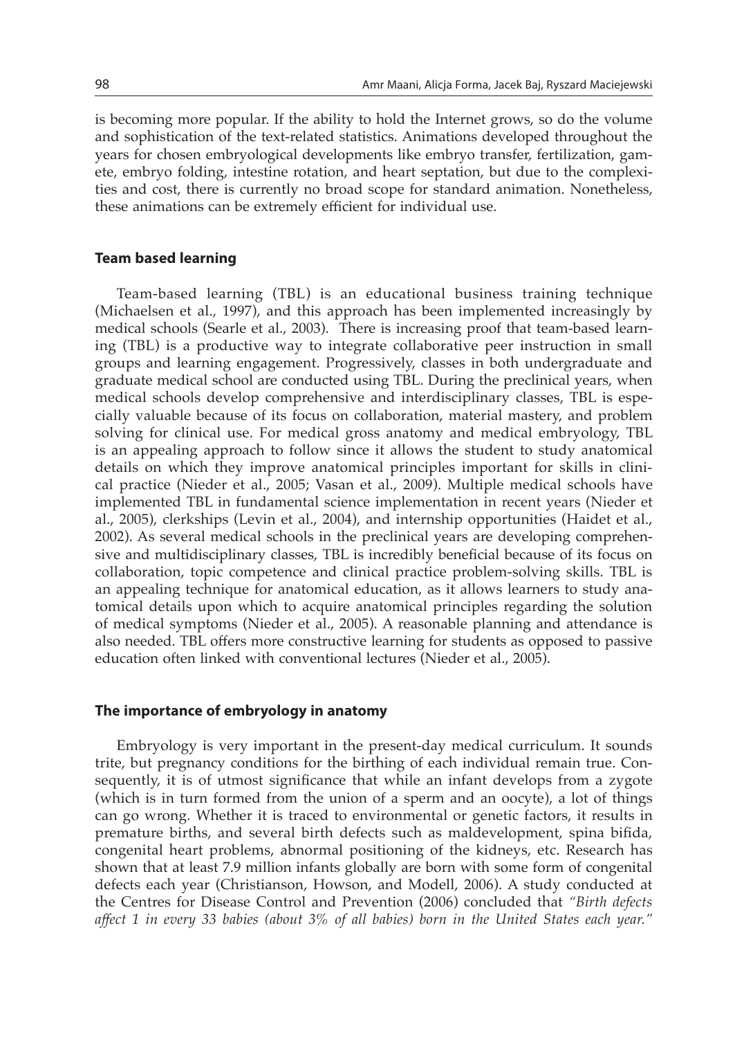is becoming more popular. If the ability to hold the Internet grows, so do the volume and sophistication of the text-related statistics. Animations developed throughout the years for chosen embryological developments like embryo transfer, fertilization, gamete, embryo folding, intestine rotation, and heart septation, but due to the complexities and cost, there is currently no broad scope for standard animation. Nonetheless, these animations can be extremely efficient for individual use.

## Team based learning

Team-based learning (TBL) is an educational business training technique (Michaelsen et al., 1997), and this approach has been implemented increasingly by medical schools (Searle et al., 2003). There is increasing proof that team-based learning (TBL) is a productive way to integrate collaborative peer instruction in small groups and learning engagement. Progressively, classes in both undergraduate and graduate medical school are conducted using TBL. During the preclinical years, when medical schools develop comprehensive and interdisciplinary classes, TBL is especially valuable because of its focus on collaboration, material mastery, and problem solving for clinical use. For medical gross anatomy and medical embryology, TBL is an appealing approach to follow since it allows the student to study anatomical details on which they improve anatomical principles important for skills in clinical practice (Nieder et al., 2005; Vasan et al., 2009). Multiple medical schools have implemented TBL in fundamental science implementation in recent years (Nieder et al., 2005), clerkships (Levin et al., 2004), and internship opportunities (Haidet et al., 2002). As several medical schools in the preclinical years are developing comprehensive and multidisciplinary classes, TBL is incredibly beneficial because of its focus on collaboration, topic competence and clinical practice problem-solving skills. TBL is an appealing technique for anatomical education, as it allows learners to study anatomical details upon which to acquire anatomical principles regarding the solution of medical symptoms (Nieder et al., 2005). A reasonable planning and attendance is also needed. TBL offers more constructive learning for students as opposed to passive education often linked with conventional lectures (Nieder et al., 2005).

## The importance of embryology in anatomy

Embryology is very important in the present-day medical curriculum. It sounds trite, but pregnancy conditions for the birthing of each individual remain true. Consequently, it is of utmost significance that while an infant develops from a zygote (which is in turn formed from the union of a sperm and an oocyte), a lot of things can go wrong. Whether it is traced to environmental or genetic factors, it results in premature births, and several birth defects such as maldevelopment, spina bifida, congenital heart problems, abnormal positioning of the kidneys, etc. Research has shown that at least 7.9 million infants globally are born with some form of congenital defects each year (Christianson, Howson, and Modell, 2006). A study conducted at the Centres for Disease Control and Prevention (2006) concluded that *"Birth defects affect 1 in every 33 babies (about 3% of all babies) born in the United States each year."*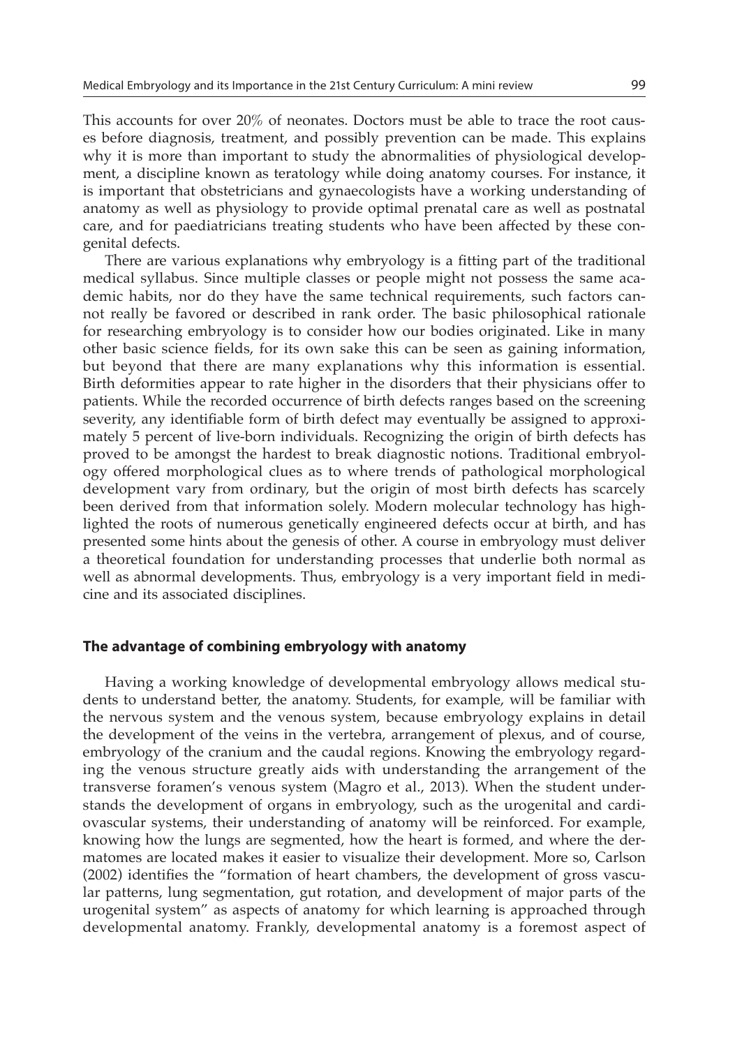This accounts for over 20% of neonates. Doctors must be able to trace the root causes before diagnosis, treatment, and possibly prevention can be made. This explains why it is more than important to study the abnormalities of physiological development, a discipline known as teratology while doing anatomy courses. For instance, it is important that obstetricians and gynaecologists have a working understanding of anatomy as well as physiology to provide optimal prenatal care as well as postnatal care, and for paediatricians treating students who have been affected by these congenital defects.

There are various explanations why embryology is a fitting part of the traditional medical syllabus. Since multiple classes or people might not possess the same academic habits, nor do they have the same technical requirements, such factors cannot really be favored or described in rank order. The basic philosophical rationale for researching embryology is to consider how our bodies originated. Like in many other basic science fields, for its own sake this can be seen as gaining information, but beyond that there are many explanations why this information is essential. Birth deformities appear to rate higher in the disorders that their physicians offer to patients. While the recorded occurrence of birth defects ranges based on the screening severity, any identifiable form of birth defect may eventually be assigned to approximately 5 percent of live-born individuals. Recognizing the origin of birth defects has proved to be amongst the hardest to break diagnostic notions. Traditional embryology offered morphological clues as to where trends of pathological morphological development vary from ordinary, but the origin of most birth defects has scarcely been derived from that information solely. Modern molecular technology has highlighted the roots of numerous genetically engineered defects occur at birth, and has presented some hints about the genesis of other. A course in embryology must deliver a theoretical foundation for understanding processes that underlie both normal as well as abnormal developments. Thus, embryology is a very important field in medicine and its associated disciplines.

## The advantage of combining embryology with anatomy

Having a working knowledge of developmental embryology allows medical students to understand better, the anatomy. Students, for example, will be familiar with the nervous system and the venous system, because embryology explains in detail the development of the veins in the vertebra, arrangement of plexus, and of course, embryology of the cranium and the caudal regions. Knowing the embryology regarding the venous structure greatly aids with understanding the arrangement of the transverse foramen's venous system (Magro et al., 2013). When the student understands the development of organs in embryology, such as the urogenital and cardiovascular systems, their understanding of anatomy will be reinforced. For example, knowing how the lungs are segmented, how the heart is formed, and where the dermatomes are located makes it easier to visualize their development. More so, Carlson (2002) identifies the "formation of heart chambers, the development of gross vascular patterns, lung segmentation, gut rotation, and development of major parts of the urogenital system" as aspects of anatomy for which learning is approached through developmental anatomy. Frankly, developmental anatomy is a foremost aspect of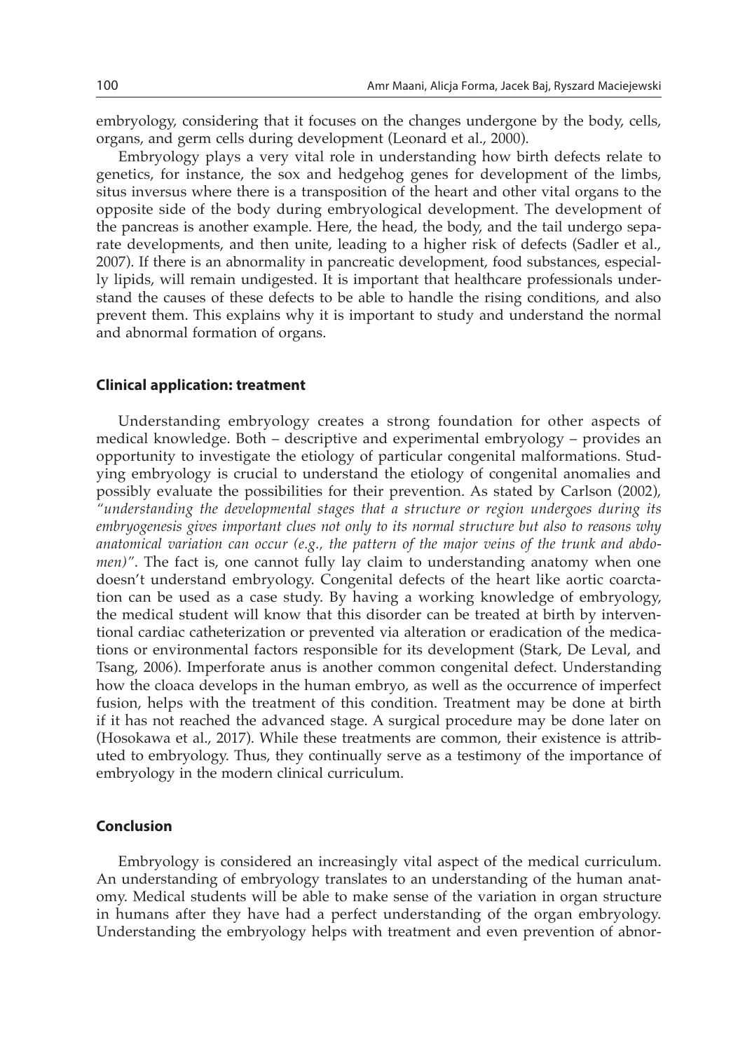embryology, considering that it focuses on the changes undergone by the body, cells, organs, and germ cells during development (Leonard et al., 2000).

Embryology plays a very vital role in understanding how birth defects relate to genetics, for instance, the sox and hedgehog genes for development of the limbs, situs inversus where there is a transposition of the heart and other vital organs to the opposite side of the body during embryological development. The development of the pancreas is another example. Here, the head, the body, and the tail undergo separate developments, and then unite, leading to a higher risk of defects (Sadler et al., 2007). If there is an abnormality in pancreatic development, food substances, especially lipids, will remain undigested. It is important that healthcare professionals understand the causes of these defects to be able to handle the rising conditions, and also prevent them. This explains why it is important to study and understand the normal and abnormal formation of organs.

## Clinical application: treatment

Understanding embryology creates a strong foundation for other aspects of medical knowledge. Both – descriptive and experimental embryology – provides an opportunity to investigate the etiology of particular congenital malformations. Studying embryology is crucial to understand the etiology of congenital anomalies and possibly evaluate the possibilities for their prevention. As stated by Carlson (2002), *"understanding the developmental stages that a structure or region undergoes during its embryogenesis gives important clues not only to its normal structure but also to reasons why anatomical variation can occur (e.g., the pattern of the major veins of the trunk and abdomen)"*. The fact is, one cannot fully lay claim to understanding anatomy when one doesn't understand embryology. Congenital defects of the heart like aortic coarctation can be used as a case study. By having a working knowledge of embryology, the medical student will know that this disorder can be treated at birth by interventional cardiac catheterization or prevented via alteration or eradication of the medications or environmental factors responsible for its development (Stark, De Leval, and Tsang, 2006). Imperforate anus is another common congenital defect. Understanding how the cloaca develops in the human embryo, as well as the occurrence of imperfect fusion, helps with the treatment of this condition. Treatment may be done at birth if it has not reached the advanced stage. A surgical procedure may be done later on (Hosokawa et al., 2017). While these treatments are common, their existence is attributed to embryology. Thus, they continually serve as a testimony of the importance of embryology in the modern clinical curriculum.

## Conclusion

Embryology is considered an increasingly vital aspect of the medical curriculum. An understanding of embryology translates to an understanding of the human anatomy. Medical students will be able to make sense of the variation in organ structure in humans after they have had a perfect understanding of the organ embryology. Understanding the embryology helps with treatment and even prevention of abnor-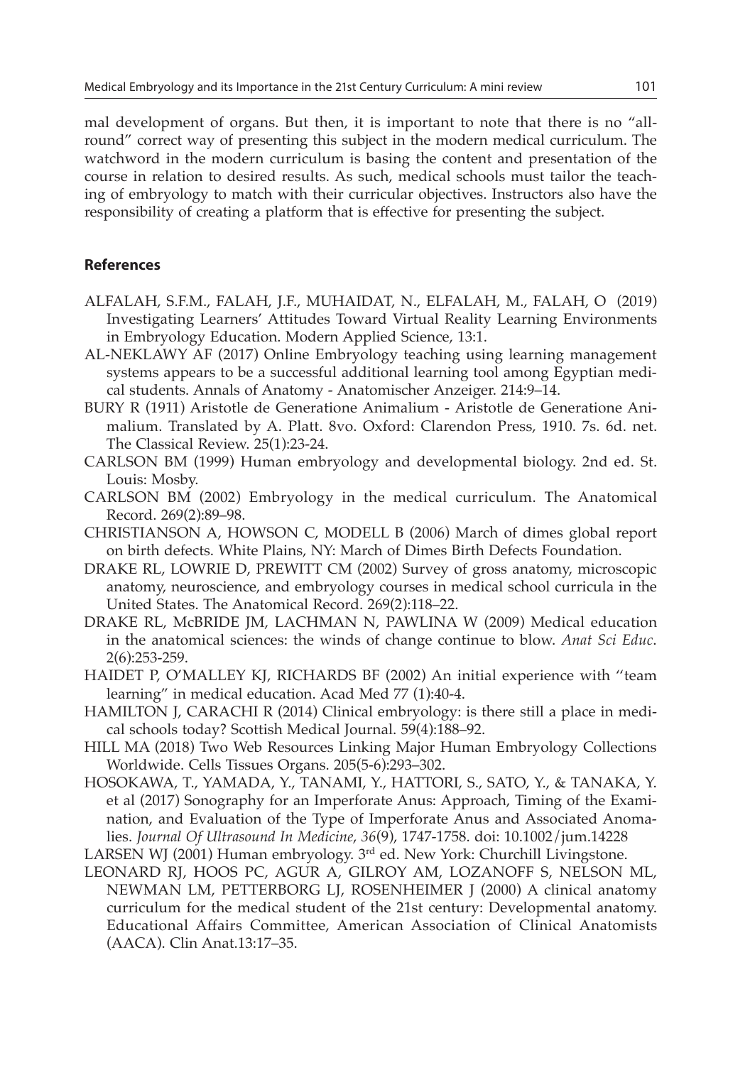mal development of organs. But then, it is important to note that there is no "all-round" correct way of presenting this subject in the modern medical curriculum. The watchword in the modern curriculum is basing the content and presentation of the course in relation to desired results. As such, medical schools must tailor the teaching of embryology to match with their curricular objectives. Instructors also have the responsibility of creating a platform that is effective for presenting the subject.

## References

ALFALAH, S.F.M., FALAH, J.F., MUHAIDAT, N., ELFALAH, M., FALAH, O (2019) Investigating Learners' Attitudes Toward Virtual Reality Learning Environments in Embryology Education. Modern Applied Science, 13:1.

AL-NEKLAWY AF (2017) Online Embryology teaching using learning management systems appears to be a successful additional learning tool among Egyptian medical students. Annals of Anatomy - Anatomischer Anzeiger. 214:9–14.

BURY R (1911) Aristotle de Generatione Animalium - Aristotle de Generatione Animalium. Translated by A. Platt. 8vo. Oxford: Clarendon Press, 1910. 7s. 6d. net. The Classical Review. 25(1):23-24.

CARLSON BM (1999) Human embryology and developmental biology. 2nd ed. St. Louis: Mosby.

CARLSON BM (2002) Embryology in the medical curriculum. The Anatomical Record. 269(2):89–98.

CHRISTIANSON A, HOWSON C, MODELL B (2006) March of dimes global report on birth defects. White Plains, NY: March of Dimes Birth Defects Foundation.

DRAKE RL, LOWRIE D, PREWITT CM (2002) Survey of gross anatomy, microscopic anatomy, neuroscience, and embryology courses in medical school curricula in the United States. The Anatomical Record. 269(2):118–22.

DRAKE RL, McBRIDE JM, LACHMAN N, PAWLINA W (2009) Medical education in the anatomical sciences: the winds of change continue to blow. *Anat Sci Educ*. 2(6):253-259.

HAIDET P, O'MALLEY KJ, RICHARDS BF (2002) An initial experience with ''team learning" in medical education. Acad Med 77 (1):40-4.

HAMILTON J, CARACHI R (2014) Clinical embryology: is there still a place in medical schools today? Scottish Medical Journal. 59(4):188–92.

HILL MA (2018) Two Web Resources Linking Major Human Embryology Collections Worldwide. Cells Tissues Organs. 205(5-6):293–302.

HOSOKAWA, T., YAMADA, Y., TANAMI, Y., HATTORI, S., SATO, Y., & TANAKA, Y. et al (2017) Sonography for an Imperforate Anus: Approach, Timing of the Examination, and Evaluation of the Type of Imperforate Anus and Associated Anomalies. *Journal Of Ultrasound In Medicine*, *36*(9), 1747-1758. doi: 10.1002/jum.14228

LARSEN WJ (2001) Human embryology. 3rd ed. New York: Churchill Livingstone.

LEONARD RJ, HOOS PC, AGUR A, GILROY AM, LOZANOFF S, NELSON ML, NEWMAN LM, PETTERBORG LJ, ROSENHEIMER J (2000) A clinical anatomy curriculum for the medical student of the 21st century: Developmental anatomy. Educational Affairs Committee, American Association of Clinical Anatomists (AACA). Clin Anat.13:17–35.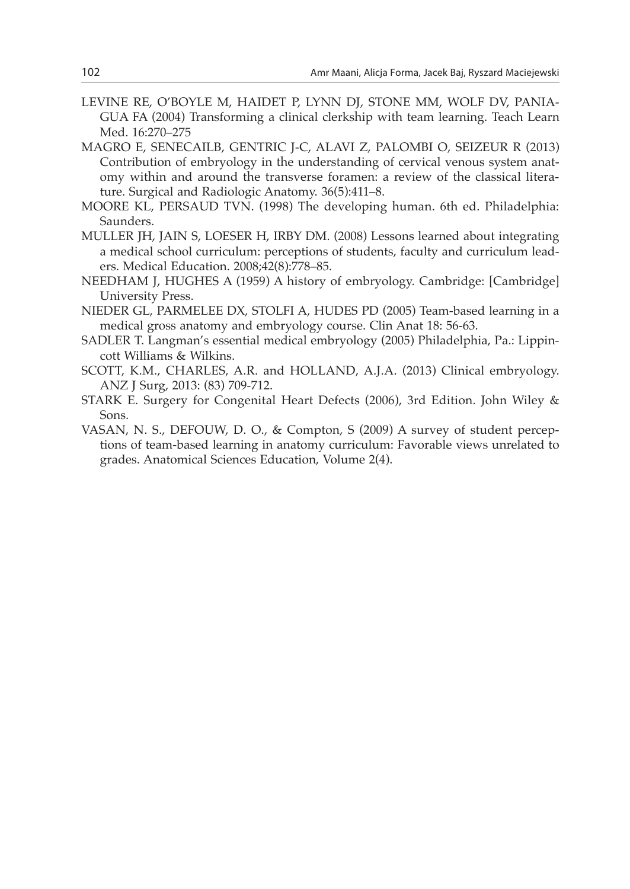LEVINE RE, O'BOYLE M, HAIDET P, LYNN DJ, STONE MM, WOLF DV, PANIAGUA FA (2004) Transforming a clinical clerkship with team learning. Teach Learn Med. 16:270–275

MAGRO E, SENECAILB, GENTRIC J-C, ALAVI Z, PALOMBI O, SEIZEUR R (2013) Contribution of embryology in the understanding of cervical venous system anatomy within and around the transverse foramen: a review of the classical literature. Surgical and Radiologic Anatomy. 36(5):411–8.

MOORE KL, PERSAUD TVN. (1998) The developing human. 6th ed. Philadelphia: Saunders.

MULLER JH, JAIN S, LOESER H, IRBY DM. (2008) Lessons learned about integrating a medical school curriculum: perceptions of students, faculty and curriculum leaders. Medical Education. 2008;42(8):778–85.

NEEDHAM J, HUGHES A (1959) A history of embryology. Cambridge: [Cambridge] University Press.

NIEDER GL, PARMELEE DX, STOLFI A, HUDES PD (2005) Team-based learning in a medical gross anatomy and embryology course. Clin Anat 18: 56-63.

SADLER T. Langman's essential medical embryology (2005) Philadelphia, Pa.: Lippincott Williams & Wilkins.

SCOTT, K.M., CHARLES, A.R. and HOLLAND, A.J.A. (2013) Clinical embryology. ANZ J Surg, 2013: (83) 709-712.

STARK E. Surgery for Congenital Heart Defects (2006), 3rd Edition. John Wiley & Sons.

VASAN, N. S., DEFOUW, D. O., & Compton, S (2009) A survey of student perceptions of team-based learning in anatomy curriculum: Favorable views unrelated to grades. Anatomical Sciences Education, Volume 2(4).